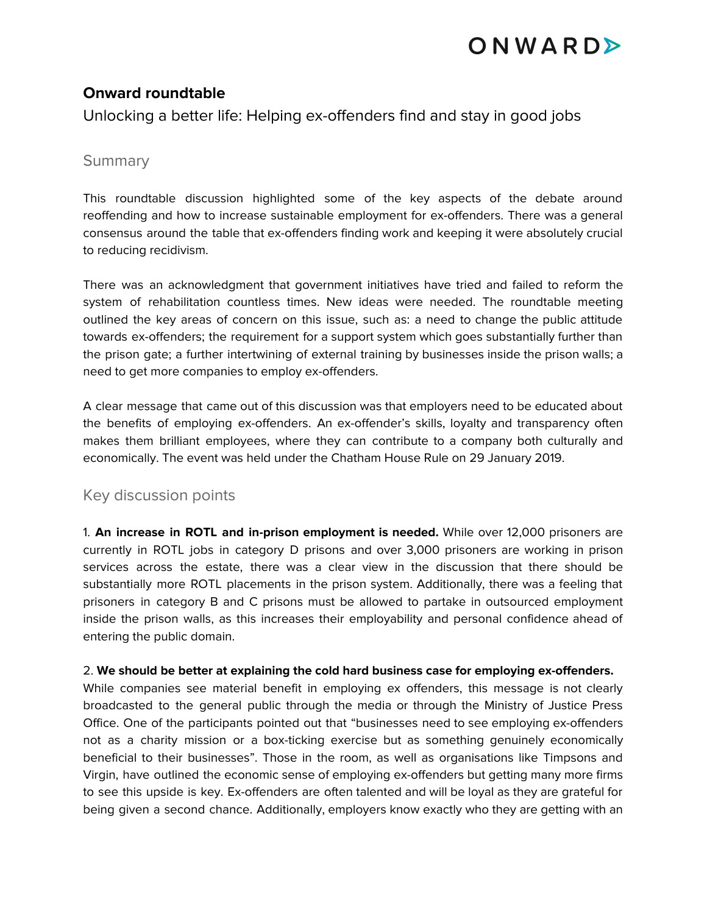# Onward roundtable

Unlocking a better life: Helping ex-offenders find and stay in good jobs

## Summary

This roundtable discussion highlighted some of the key aspects of the debate around reoffending and how to increase sustainable employment for ex-offenders. There was a general consensus around the table that ex-offenders finding work and keeping it were absolutely crucial to reducing recidivism.

There was an acknowledgment that government initiatives have tried and failed to reform the system of rehabilitation countless times. New ideas were needed. The roundtable meeting outlined the key areas of concern on this issue, such as: a need to change the public attitude towards ex-offenders; the requirement for a support system which goes substantially further than the prison gate; a further intertwining of external training by businesses inside the prison walls; a need to get more companies to employ ex-offenders.

A clear message that came out of this discussion was that employers need to be educated about the benefits of employing ex-offenders. An ex-offender's skills, loyalty and transparency often makes them brilliant employees, where they can contribute to a company both culturally and economically. The event was held under the Chatham House Rule on 29 January 2019.

## Key discussion points

1. **An increase in ROTL and in-prison employment is needed.** While over 12,000 prisoners are currently in ROTL jobs in category D prisons and over 3,000 prisoners are working in prison services across the estate, there was a clear view in the discussion that there should be substantially more ROTL placements in the prison system. Additionally, there was a feeling that prisoners in category B and C prisons must be allowed to partake in outsourced employment inside the prison walls, as this increases their employability and personal confidence ahead of entering the public domain.

2. **We should be better at explaining the cold hard business case for employing ex-offenders.** While companies see material benefit in employing ex offenders, this message is not clearly broadcasted to the general public through the media or through the Ministry of Justice Press Office. One of the participants pointed out that "businesses need to see employing ex-offenders not as a charity mission or a box-ticking exercise but as something genuinely economically beneficial to their businesses". Those in the room, as well as organisations like Timpsons and Virgin, have outlined the economic sense of employing ex-offenders but getting many more firms to see this upside is key. Ex-offenders are often talented and will be loyal as they are grateful for being given a second chance. Additionally, employers know exactly who they are getting with an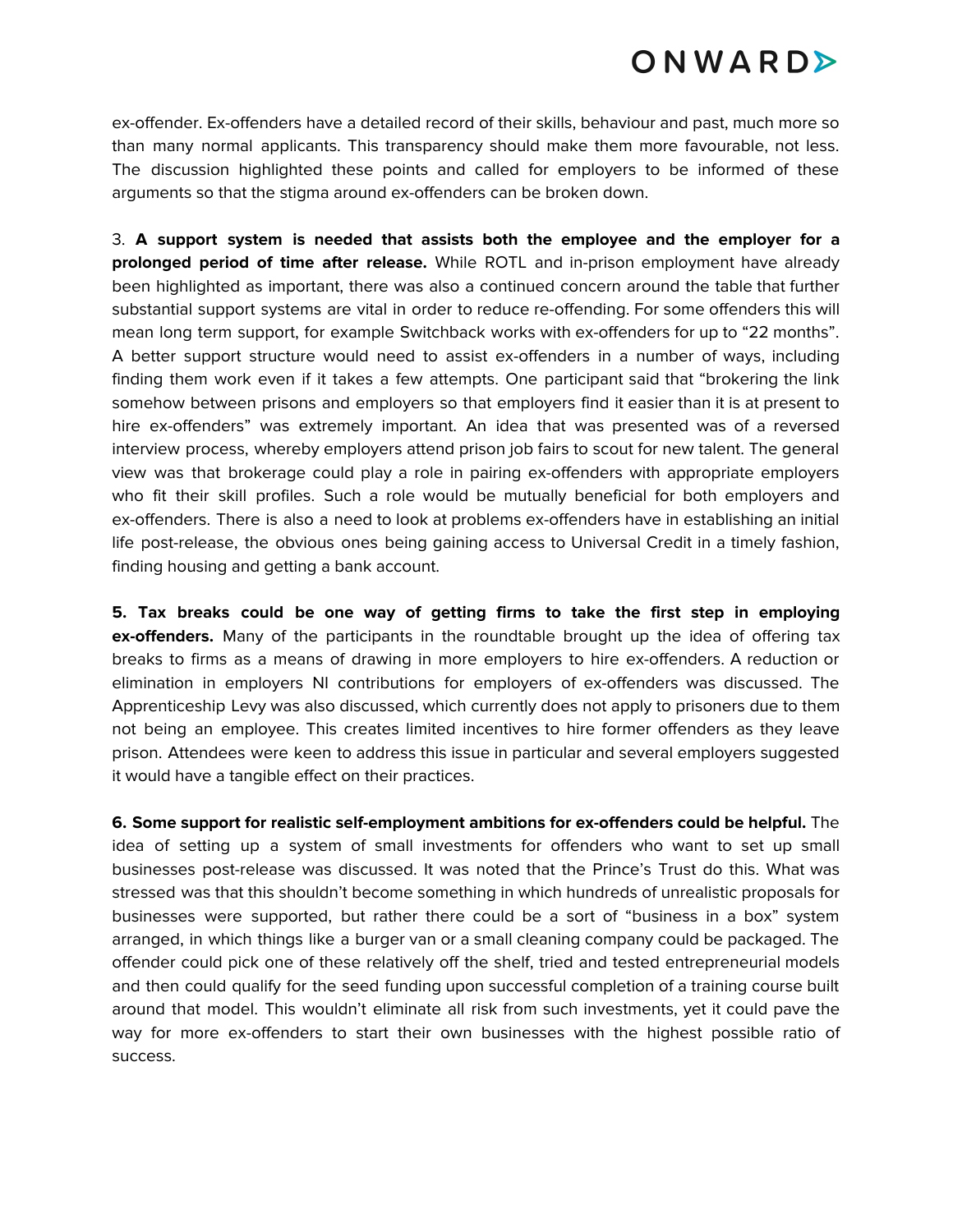ex-offender. Ex-offenders have a detailed record of their skills, behaviour and past, much more so than many normal applicants. This transparency should make them more favourable, not less. The discussion highlighted these points and called for employers to be informed of these arguments so that the stigma around ex-offenders can be broken down.

3. **A support system is needed that assists both the employee and the employer for a prolonged period of time after release.** While ROTL and in-prison employment have already been highlighted as important, there was also a continued concern around the table that further substantial support systems are vital in order to reduce re-offending. For some offenders this will mean long term support, for example Switchback works with ex-offenders for up to "22 months". A better support structure would need to assist ex-offenders in a number of ways, including finding them work even if it takes a few attempts. One participant said that "brokering the link somehow between prisons and employers so that employers find it easier than it is at present to hire ex-offenders" was extremely important. An idea that was presented was of a reversed interview process, whereby employers attend prison job fairs to scout for new talent. The general view was that brokerage could play a role in pairing ex-offenders with appropriate employers who fit their skill profiles. Such a role would be mutually beneficial for both employers and ex-offenders. There is also a need to look at problems ex-offenders have in establishing an initial life post-release, the obvious ones being gaining access to Universal Credit in a timely fashion, finding housing and getting a bank account.

**5. Tax breaks could be one way of getting firms to take the first step in employing ex-offenders.** Many of the participants in the roundtable brought up the idea of offering tax breaks to firms as a means of drawing in more employers to hire ex-offenders. A reduction or elimination in employers NI contributions for employers of ex-offenders was discussed. The Apprenticeship Levy was also discussed, which currently does not apply to prisoners due to them not being an employee. This creates limited incentives to hire former offenders as they leave prison. Attendees were keen to address this issue in particular and several employers suggested it would have a tangible effect on their practices.

**6. Some support for realistic self-employment ambitions for ex-offenders could be helpful.** The idea of setting up a system of small investments for offenders who want to set up small businesses post-release was discussed. It was noted that the Prince's Trust do this. What was stressed was that this shouldn't become something in which hundreds of unrealistic proposals for businesses were supported, but rather there could be a sort of "business in a box" system arranged, in which things like a burger van or a small cleaning company could be packaged. The offender could pick one of these relatively off the shelf, tried and tested entrepreneurial models and then could qualify for the seed funding upon successful completion of a training course built around that model. This wouldn't eliminate all risk from such investments, yet it could pave the way for more ex-offenders to start their own businesses with the highest possible ratio of success.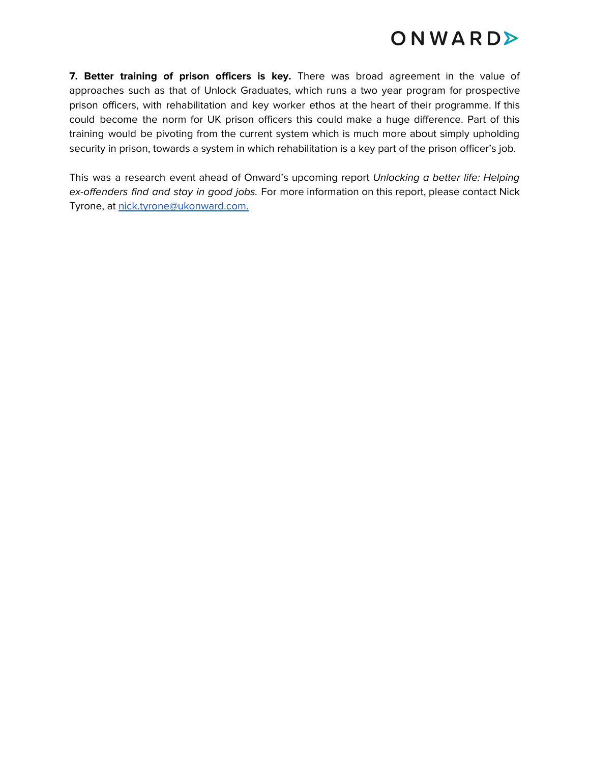**7. Better training of prison officers is key.** There was broad agreement in the value of approaches such as that of Unlock Graduates, which runs a two year program for prospective prison officers, with rehabilitation and key worker ethos at the heart of their programme. If this could become the norm for UK prison officers this could make a huge difference. Part of this training would be pivoting from the current system which is much more about simply upholding security in prison, towards a system in which rehabilitation is a key part of the prison officer's job.

This was a research event ahead of Onward's upcoming report *Unlocking a better life: Helping ex-offenders find and stay in good jobs.* For more information on this report, please contact Nick Tyrone, at nick.tyrone@ukonward.com.